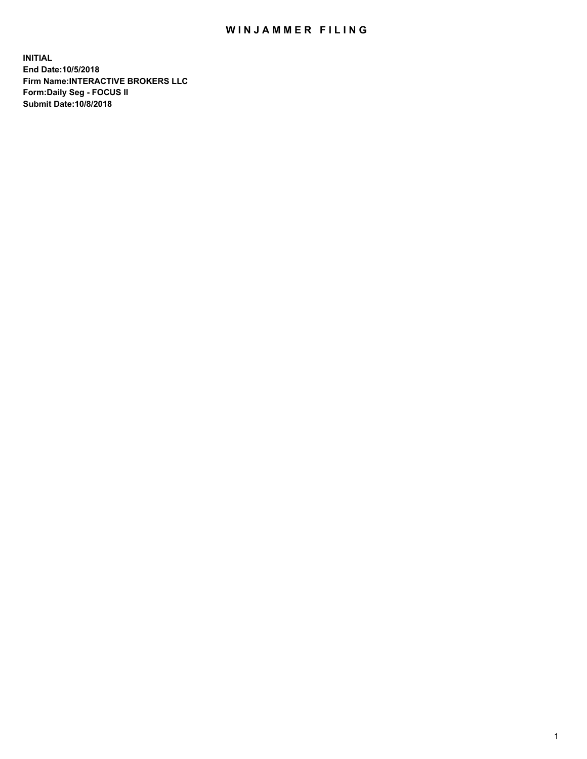# WINJAMMER FILING

**INITIAL**
**End Date:10/5/2018**
**Firm Name:INTERACTIVE BROKERS LLC**
**Form:Daily Seg - FOCUS II**
**Submit Date:10/8/2018**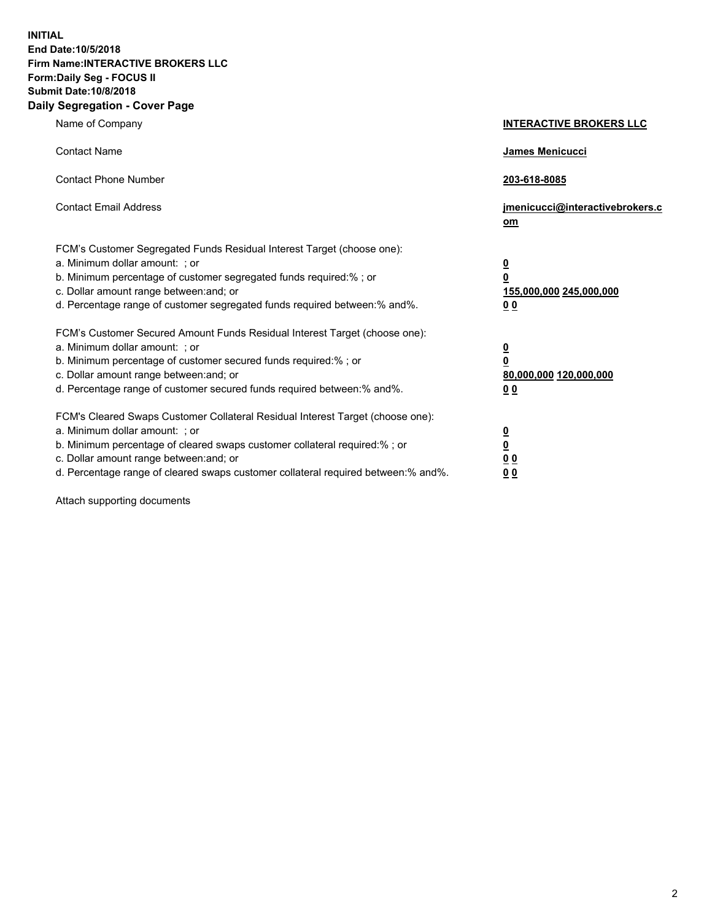**INITIAL**
**End Date:10/5/2018**
**Firm Name:INTERACTIVE BROKERS LLC**
**Form:Daily Seg - FOCUS II**
**Submit Date:10/8/2018**

## Daily Segregation - Cover Page

| | |
|---|---|
| Name of Company | **INTERACTIVE BROKERS LLC** |
| Contact Name | **James Menicucci** |
| Contact Phone Number | **203-618-8085** |
| Contact Email Address | **jmenicucci@interactivebrokers.com** |

FCM's Customer Segregated Funds Residual Interest Target (choose one):

| | |
|---|---|
| a. Minimum dollar amount: ; or | **0** |
| b. Minimum percentage of customer segregated funds required:% ; or | **0** |
| c. Dollar amount range between:and; or | **155,000,000 245,000,000** |
| d. Percentage range of customer segregated funds required between:% and%. | **0 0** |

FCM's Customer Secured Amount Funds Residual Interest Target (choose one):

| | |
|---|---|
| a. Minimum dollar amount: ; or | **0** |
| b. Minimum percentage of customer secured funds required:% ; or | **0** |
| c. Dollar amount range between:and; or | **80,000,000 120,000,000** |
| d. Percentage range of customer secured funds required between:% and%. | **0 0** |

FCM's Cleared Swaps Customer Collateral Residual Interest Target (choose one):

| | |
|---|---|
| a. Minimum dollar amount: ; or | **0** |
| b. Minimum percentage of cleared swaps customer collateral required:% ; or | **0** |
| c. Dollar amount range between:and; or | **0 0** |
| d. Percentage range of cleared swaps customer collateral required between:% and%. | **0 0** |

Attach supporting documents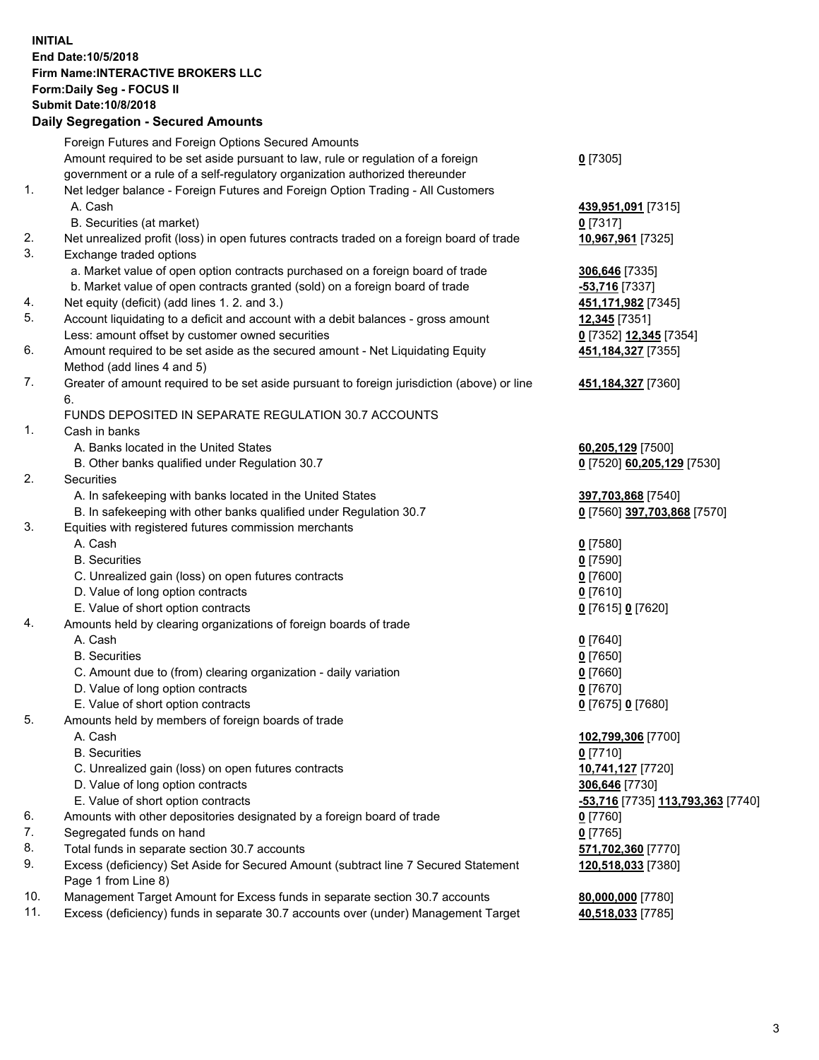**INITIAL**
**End Date:10/5/2018**
**Firm Name:INTERACTIVE BROKERS LLC**
**Form:Daily Seg - FOCUS II**
**Submit Date:10/8/2018**
**Daily Segregation - Secured Amounts**

| | | |
|---|---|---|
| | Foreign Futures and Foreign Options Secured Amounts | |
| | Amount required to be set aside pursuant to law, rule or regulation of a foreign government or a rule of a self-regulatory organization authorized thereunder | **0** [7305] |
| 1. | Net ledger balance - Foreign Futures and Foreign Option Trading - All Customers | |
| | A. Cash | **439,951,091** [7315] |
| | B. Securities (at market) | **0** [7317] |
| 2. | Net unrealized profit (loss) in open futures contracts traded on a foreign board of trade | **10,967,961** [7325] |
| 3. | Exchange traded options | |
| | a. Market value of open option contracts purchased on a foreign board of trade | **306,646** [7335] |
| | b. Market value of open contracts granted (sold) on a foreign board of trade | **-53,716** [7337] |
| 4. | Net equity (deficit) (add lines 1. 2. and 3.) | **451,171,982** [7345] |
| 5. | Account liquidating to a deficit and account with a debit balances - gross amount | **12,345** [7351] |
| | Less: amount offset by customer owned securities | **0** [7352] **12,345** [7354] |
| 6. | Amount required to be set aside as the secured amount - Net Liquidating Equity Method (add lines 4 and 5) | **451,184,327** [7355] |
| 7. | Greater of amount required to be set aside pursuant to foreign jurisdiction (above) or line 6. | **451,184,327** [7360] |
| | FUNDS DEPOSITED IN SEPARATE REGULATION 30.7 ACCOUNTS | |
| 1. | Cash in banks | |
| | A. Banks located in the United States | **60,205,129** [7500] |
| | B. Other banks qualified under Regulation 30.7 | **0** [7520] **60,205,129** [7530] |
| 2. | Securities | |
| | A. In safekeeping with banks located in the United States | **397,703,868** [7540] |
| | B. In safekeeping with other banks qualified under Regulation 30.7 | **0** [7560] **397,703,868** [7570] |
| 3. | Equities with registered futures commission merchants | |
| | A. Cash | **0** [7580] |
| | B. Securities | **0** [7590] |
| | C. Unrealized gain (loss) on open futures contracts | **0** [7600] |
| | D. Value of long option contracts | **0** [7610] |
| | E. Value of short option contracts | **0** [7615] **0** [7620] |
| 4. | Amounts held by clearing organizations of foreign boards of trade | |
| | A. Cash | **0** [7640] |
| | B. Securities | **0** [7650] |
| | C. Amount due to (from) clearing organization - daily variation | **0** [7660] |
| | D. Value of long option contracts | **0** [7670] |
| | E. Value of short option contracts | **0** [7675] **0** [7680] |
| 5. | Amounts held by members of foreign boards of trade | |
| | A. Cash | **102,799,306** [7700] |
| | B. Securities | **0** [7710] |
| | C. Unrealized gain (loss) on open futures contracts | **10,741,127** [7720] |
| | D. Value of long option contracts | **306,646** [7730] |
| | E. Value of short option contracts | **-53,716** [7735] **113,793,363** [7740] |
| 6. | Amounts with other depositories designated by a foreign board of trade | **0** [7760] |
| 7. | Segregated funds on hand | **0** [7765] |
| 8. | Total funds in separate section 30.7 accounts | **571,702,360** [7770] |
| 9. | Excess (deficiency) Set Aside for Secured Amount (subtract line 7 Secured Statement Page 1 from Line 8) | **120,518,033** [7380] |
| 10. | Management Target Amount for Excess funds in separate section 30.7 accounts | **80,000,000** [7780] |
| 11. | Excess (deficiency) funds in separate 30.7 accounts over (under) Management Target | **40,518,033** [7785] |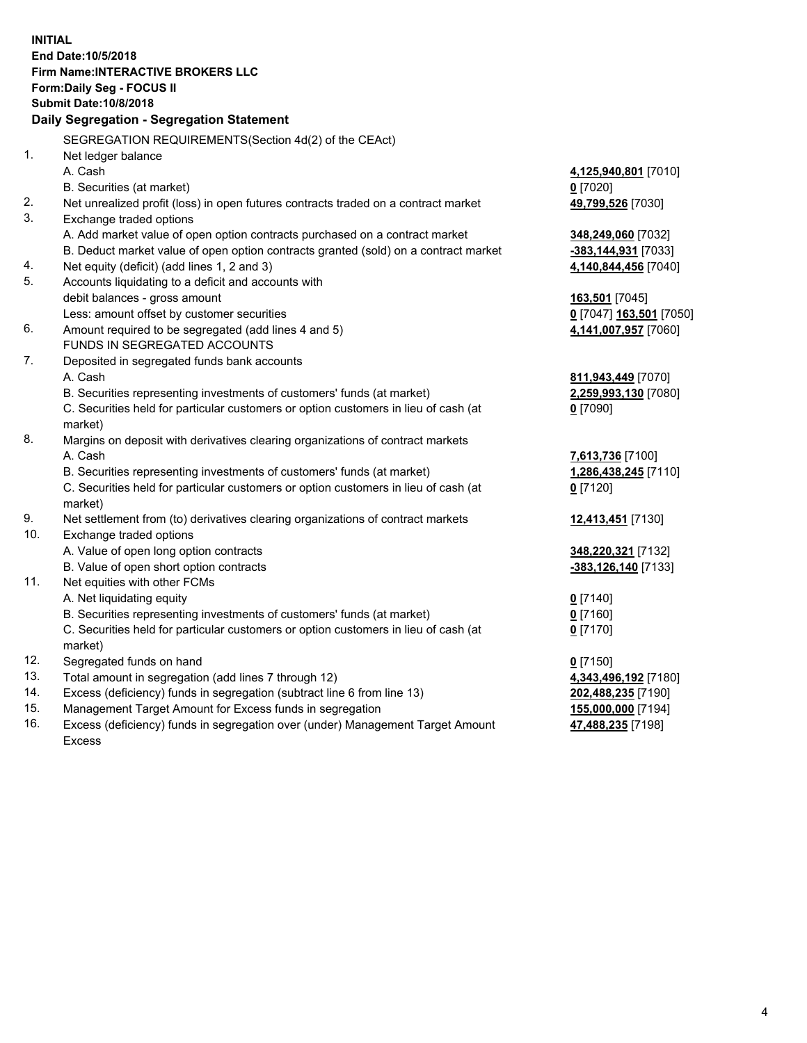**INITIAL**
**End Date:10/5/2018**
**Firm Name:INTERACTIVE BROKERS LLC**
**Form:Daily Seg - FOCUS II**
**Submit Date:10/8/2018**
**Daily Segregation - Segregation Statement**

| | | |
|---|---|---|
| | SEGREGATION REQUIREMENTS(Section 4d(2) of the CEAct) | |
| 1. | Net ledger balance | |
| | A. Cash | **4,125,940,801** [7010] |
| | B. Securities (at market) | **0** [7020] |
| 2. | Net unrealized profit (loss) in open futures contracts traded on a contract market | **49,799,526** [7030] |
| 3. | Exchange traded options | |
| | A. Add market value of open option contracts purchased on a contract market | **348,249,060** [7032] |
| | B. Deduct market value of open option contracts granted (sold) on a contract market | **-383,144,931** [7033] |
| 4. | Net equity (deficit) (add lines 1, 2 and 3) | **4,140,844,456** [7040] |
| 5. | Accounts liquidating to a deficit and accounts with | |
| | debit balances - gross amount | **163,501** [7045] |
| | Less: amount offset by customer securities | **0** [7047] **163,501** [7050] |
| 6. | Amount required to be segregated (add lines 4 and 5) | **4,141,007,957** [7060] |
| | FUNDS IN SEGREGATED ACCOUNTS | |
| 7. | Deposited in segregated funds bank accounts | |
| | A. Cash | **811,943,449** [7070] |
| | B. Securities representing investments of customers' funds (at market) | **2,259,993,130** [7080] |
| | C. Securities held for particular customers or option customers in lieu of cash (at market) | **0** [7090] |
| 8. | Margins on deposit with derivatives clearing organizations of contract markets | |
| | A. Cash | **7,613,736** [7100] |
| | B. Securities representing investments of customers' funds (at market) | **1,286,438,245** [7110] |
| | C. Securities held for particular customers or option customers in lieu of cash (at market) | **0** [7120] |
| 9. | Net settlement from (to) derivatives clearing organizations of contract markets | **12,413,451** [7130] |
| 10. | Exchange traded options | |
| | A. Value of open long option contracts | **348,220,321** [7132] |
| | B. Value of open short option contracts | **-383,126,140** [7133] |
| 11. | Net equities with other FCMs | |
| | A. Net liquidating equity | **0** [7140] |
| | B. Securities representing investments of customers' funds (at market) | **0** [7160] |
| | C. Securities held for particular customers or option customers in lieu of cash (at market) | **0** [7170] |
| 12. | Segregated funds on hand | **0** [7150] |
| 13. | Total amount in segregation (add lines 7 through 12) | **4,343,496,192** [7180] |
| 14. | Excess (deficiency) funds in segregation (subtract line 6 from line 13) | **202,488,235** [7190] |
| 15. | Management Target Amount for Excess funds in segregation | **155,000,000** [7194] |
| 16. | Excess (deficiency) funds in segregation over (under) Management Target Amount Excess | **47,488,235** [7198] |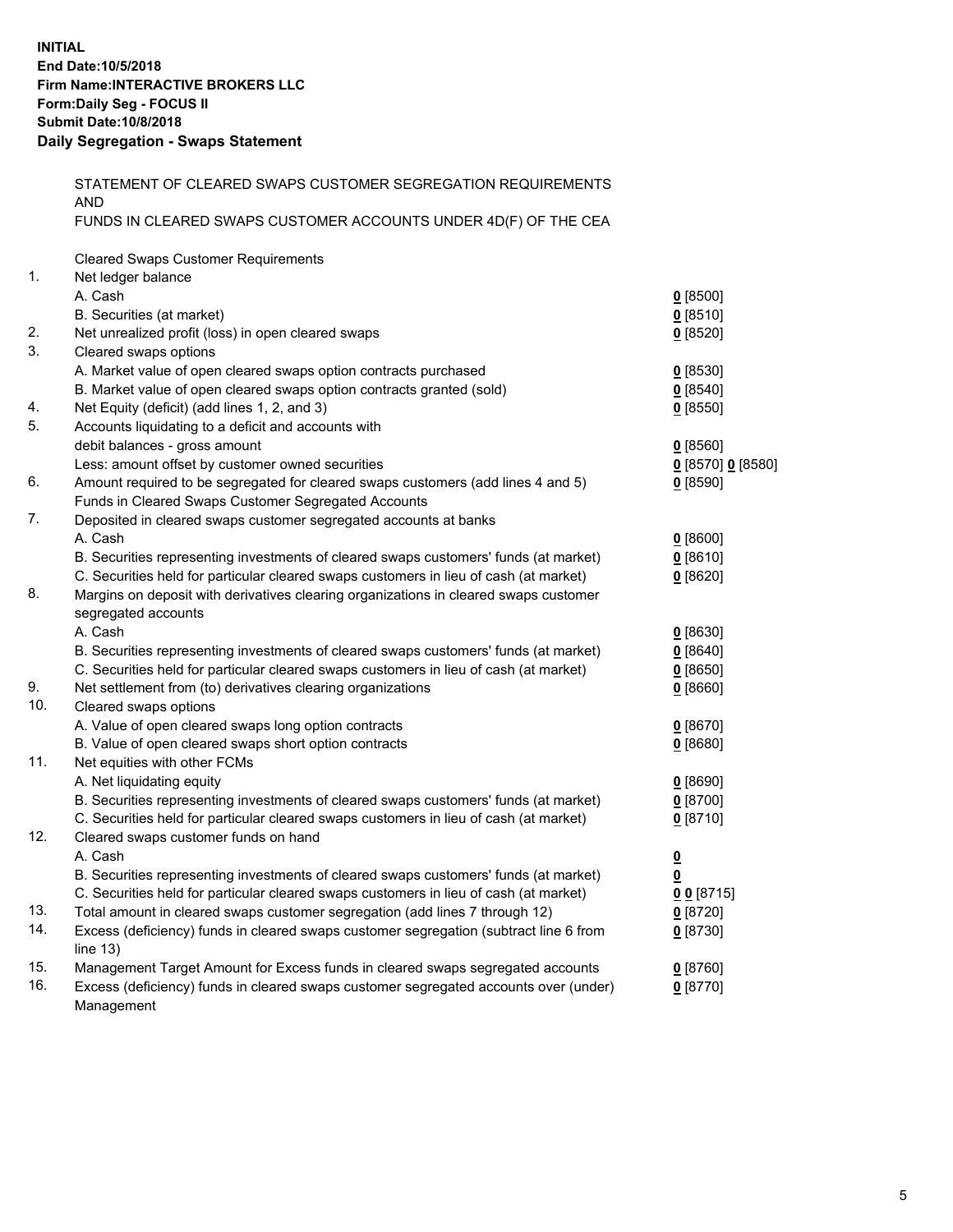**INITIAL**
**End Date:10/5/2018**
**Firm Name:INTERACTIVE BROKERS LLC**
**Form:Daily Seg - FOCUS II**
**Submit Date:10/8/2018**
**Daily Segregation - Swaps Statement**

STATEMENT OF CLEARED SWAPS CUSTOMER SEGREGATION REQUIREMENTS AND FUNDS IN CLEARED SWAPS CUSTOMER ACCOUNTS UNDER 4D(F) OF THE CEA

| | | |
|---|---|---|
| | Cleared Swaps Customer Requirements | |
| 1. | Net ledger balance | |
| | A. Cash | 0 [8500] |
| | B. Securities (at market) | 0 [8510] |
| 2. | Net unrealized profit (loss) in open cleared swaps | 0 [8520] |
| 3. | Cleared swaps options | |
| | A. Market value of open cleared swaps option contracts purchased | 0 [8530] |
| | B. Market value of open cleared swaps option contracts granted (sold) | 0 [8540] |
| 4. | Net Equity (deficit) (add lines 1, 2, and 3) | 0 [8550] |
| 5. | Accounts liquidating to a deficit and accounts with debit balances - gross amount | 0 [8560] |
| | Less: amount offset by customer owned securities | 0 [8570] 0 [8580] |
| 6. | Amount required to be segregated for cleared swaps customers (add lines 4 and 5) | 0 [8590] |
| | Funds in Cleared Swaps Customer Segregated Accounts | |
| 7. | Deposited in cleared swaps customer segregated accounts at banks | |
| | A. Cash | 0 [8600] |
| | B. Securities representing investments of cleared swaps customers' funds (at market) | 0 [8610] |
| | C. Securities held for particular cleared swaps customers in lieu of cash (at market) | 0 [8620] |
| 8. | Margins on deposit with derivatives clearing organizations in cleared swaps customer segregated accounts | |
| | A. Cash | 0 [8630] |
| | B. Securities representing investments of cleared swaps customers' funds (at market) | 0 [8640] |
| | C. Securities held for particular cleared swaps customers in lieu of cash (at market) | 0 [8650] |
| 9. | Net settlement from (to) derivatives clearing organizations | 0 [8660] |
| 10. | Cleared swaps options | |
| | A. Value of open cleared swaps long option contracts | 0 [8670] |
| | B. Value of open cleared swaps short option contracts | 0 [8680] |
| 11. | Net equities with other FCMs | |
| | A. Net liquidating equity | 0 [8690] |
| | B. Securities representing investments of cleared swaps customers' funds (at market) | 0 [8700] |
| | C. Securities held for particular cleared swaps customers in lieu of cash (at market) | 0 [8710] |
| 12. | Cleared swaps customer funds on hand | |
| | A. Cash | 0 |
| | B. Securities representing investments of cleared swaps customers' funds (at market) | 0 |
| | C. Securities held for particular cleared swaps customers in lieu of cash (at market) | 0 0 [8715] |
| 13. | Total amount in cleared swaps customer segregation (add lines 7 through 12) | 0 [8720] |
| 14. | Excess (deficiency) funds in cleared swaps customer segregation (subtract line 6 from line 13) | 0 [8730] |
| 15. | Management Target Amount for Excess funds in cleared swaps segregated accounts | 0 [8760] |
| 16. | Excess (deficiency) funds in cleared swaps customer segregated accounts over (under) Management | 0 [8770] |